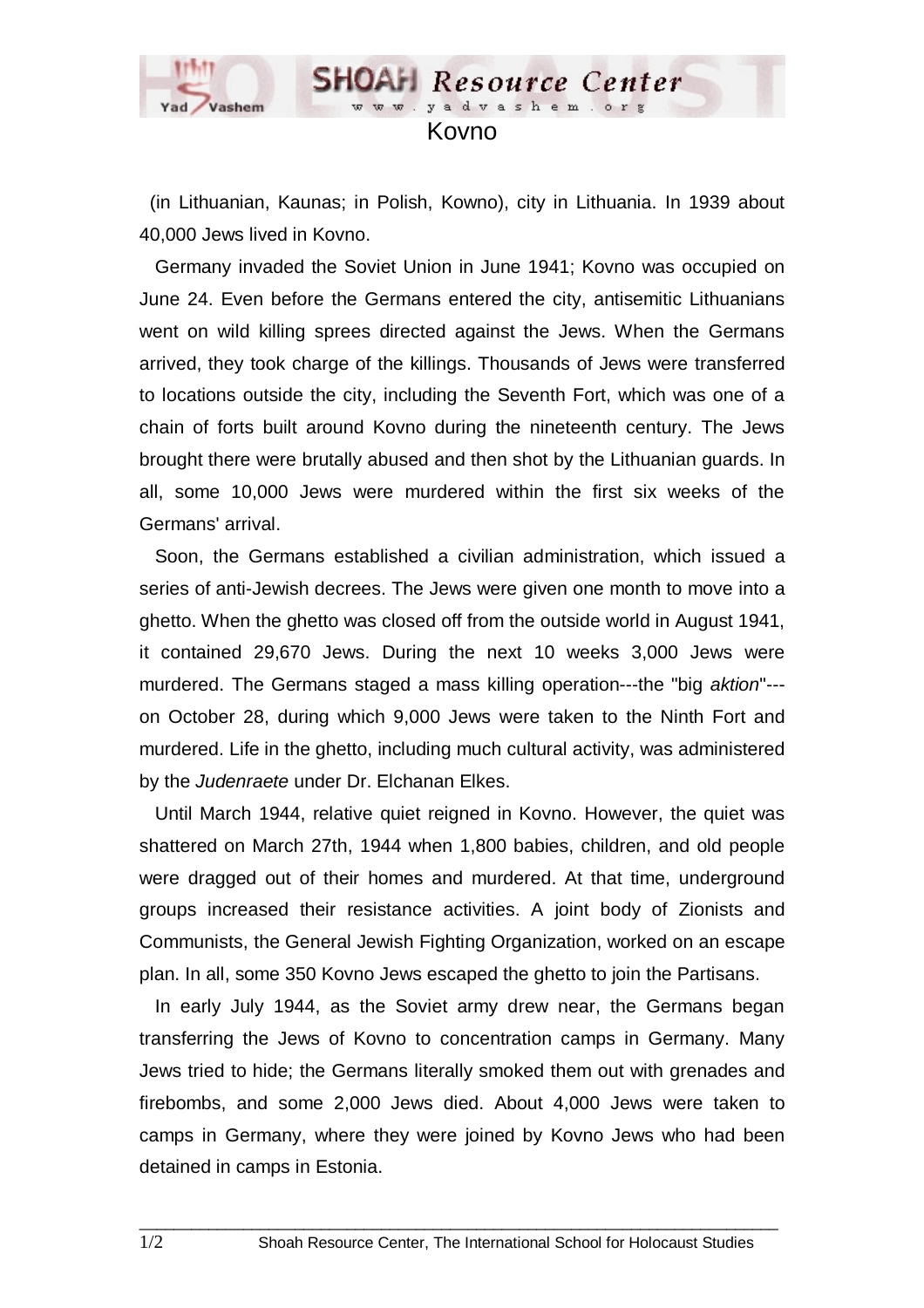# Kovno

(in Lithuanian, Kaunas; in Polish, Kowno), city in Lithuania. In 1939 about 40,000 Jews lived in Kovno.

Germany invaded the Soviet Union in June 1941; Kovno was occupied on June 24. Even before the Germans entered the city, antisemitic Lithuanians went on wild killing sprees directed against the Jews. When the Germans arrived, they took charge of the killings. Thousands of Jews were transferred to locations outside the city, including the Seventh Fort, which was one of a chain of forts built around Kovno during the nineteenth century. The Jews brought there were brutally abused and then shot by the Lithuanian guards. In all, some 10,000 Jews were murdered within the first six weeks of the Germans' arrival.

Soon, the Germans established a civilian administration, which issued a series of anti-Jewish decrees. The Jews were given one month to move into a ghetto. When the ghetto was closed off from the outside world in August 1941, it contained 29,670 Jews. During the next 10 weeks 3,000 Jews were murdered. The Germans staged a mass killing operation---the "big *aktion*"---on October 28, during which 9,000 Jews were taken to the Ninth Fort and murdered. Life in the ghetto, including much cultural activity, was administered by the *Judenraete* under Dr. Elchanan Elkes.

Until March 1944, relative quiet reigned in Kovno. However, the quiet was shattered on March 27th, 1944 when 1,800 babies, children, and old people were dragged out of their homes and murdered. At that time, underground groups increased their resistance activities. A joint body of Zionists and Communists, the General Jewish Fighting Organization, worked on an escape plan. In all, some 350 Kovno Jews escaped the ghetto to join the Partisans.

In early July 1944, as the Soviet army drew near, the Germans began transferring the Jews of Kovno to concentration camps in Germany. Many Jews tried to hide; the Germans literally smoked them out with grenades and firebombs, and some 2,000 Jews died. About 4,000 Jews were taken to camps in Germany, where they were joined by Kovno Jews who had been detained in camps in Estonia.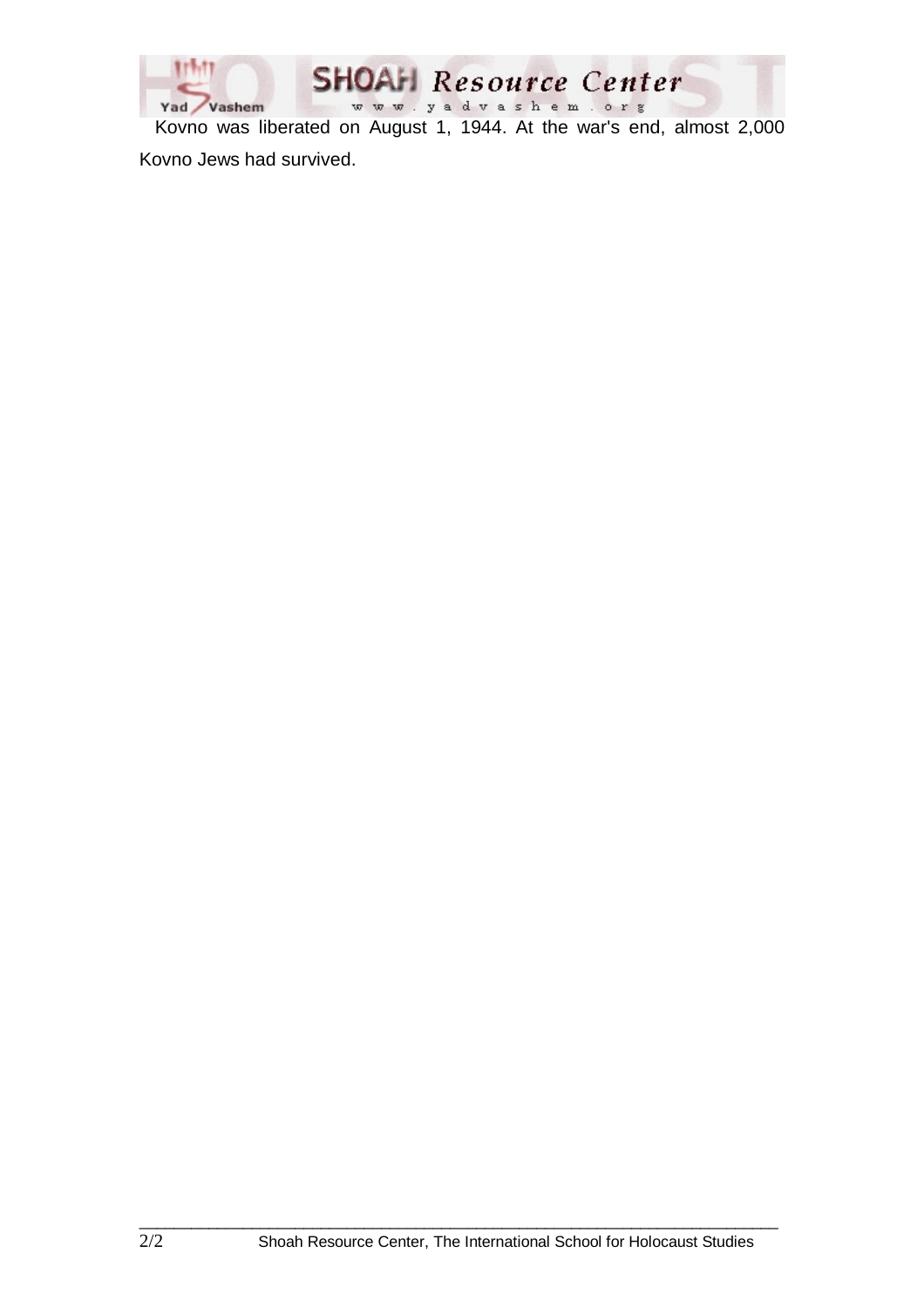Kovno was liberated on August 1, 1944. At the war's end, almost 2,000 Kovno Jews had survived.